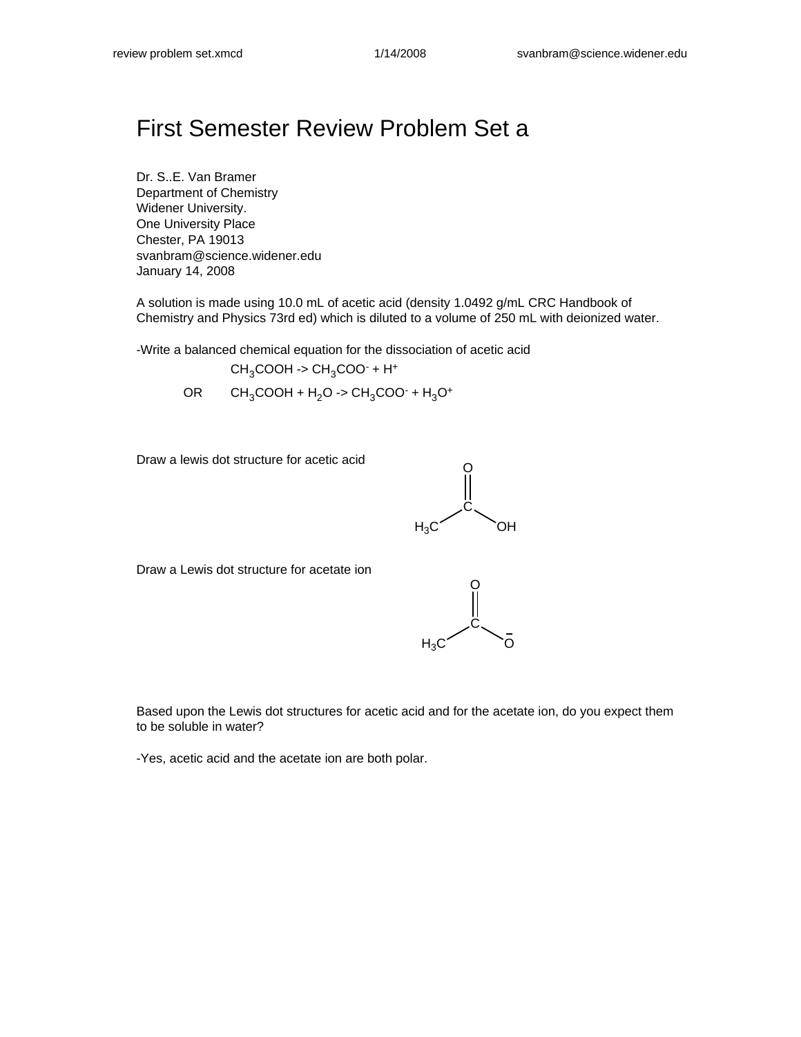# First Semester Review Problem Set a

Dr. S..E. Van Bramer
Department of Chemistry
Widener University.
One University Place
Chester, PA 19013
svanbram@science.widener.edu
January 14, 2008

A solution is made using 10.0 mL of acetic acid (density 1.0492 g/mL CRC Handbook of Chemistry and Physics 73rd ed) which is diluted to a volume of 250 mL with deionized water.

-Write a balanced chemical equation for the dissociation of acetic acid

$$CH_3COOH \rightarrow CH_3COO^- + H^+$$

OR

$$CH_3COOH + H_2O \rightarrow CH_3COO^- + H_3O^+$$

Draw a lewis dot structure for acetic acid

Draw a Lewis dot structure for acetate ion

Based upon the Lewis dot structures for acetic acid and for the acetate ion, do you expect them to be soluble in water?

-Yes, acetic acid and the acetate ion are both polar.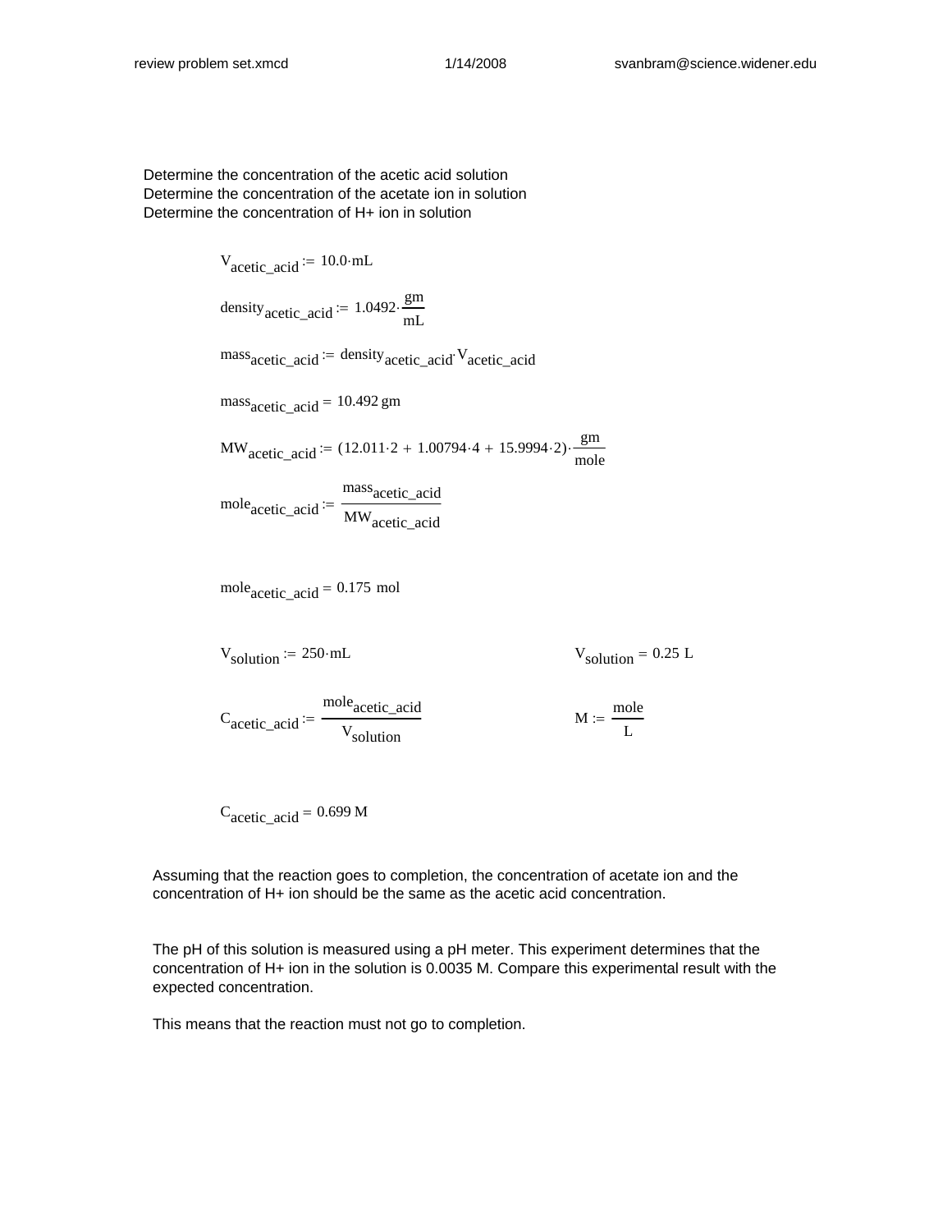Determine the concentration of the acetic acid solution
Determine the concentration of the acetate ion in solution
Determine the concentration of H+ ion in solution

$$V_{acetic\_acid} := 10.0 \cdot mL$$

$$density_{acetic\_acid} := 1.0492 \cdot \frac{gm}{mL}$$

$$mass_{acetic\_acid} := density_{acetic\_acid} \cdot V_{acetic\_acid}$$

$$mass_{acetic\_acid} = 10.492\,gm$$

$$MW_{acetic\_acid} := (12.011 \cdot 2 + 1.00794 \cdot 4 + 15.9994 \cdot 2) \cdot \frac{gm}{mole}$$

$$mole_{acetic\_acid} := \frac{mass_{acetic\_acid}}{MW_{acetic\_acid}}$$

$$mole_{acetic\_acid} = 0.175\ mol$$

$$V_{solution} := 250 \cdot mL \qquad V_{solution} = 0.25\ L$$

$$C_{acetic\_acid} := \frac{mole_{acetic\_acid}}{V_{solution}} \qquad M := \frac{mole}{L}$$

$$C_{acetic\_acid} = 0.699\ M$$

Assuming that the reaction goes to completion, the concentration of acetate ion and the concentration of H+ ion should be the same as the acetic acid concentration.

The pH of this solution is measured using a pH meter. This experiment determines that the concentration of H+ ion in the solution is 0.0035 M. Compare this experimental result with the expected concentration.

This means that the reaction must not go to completion.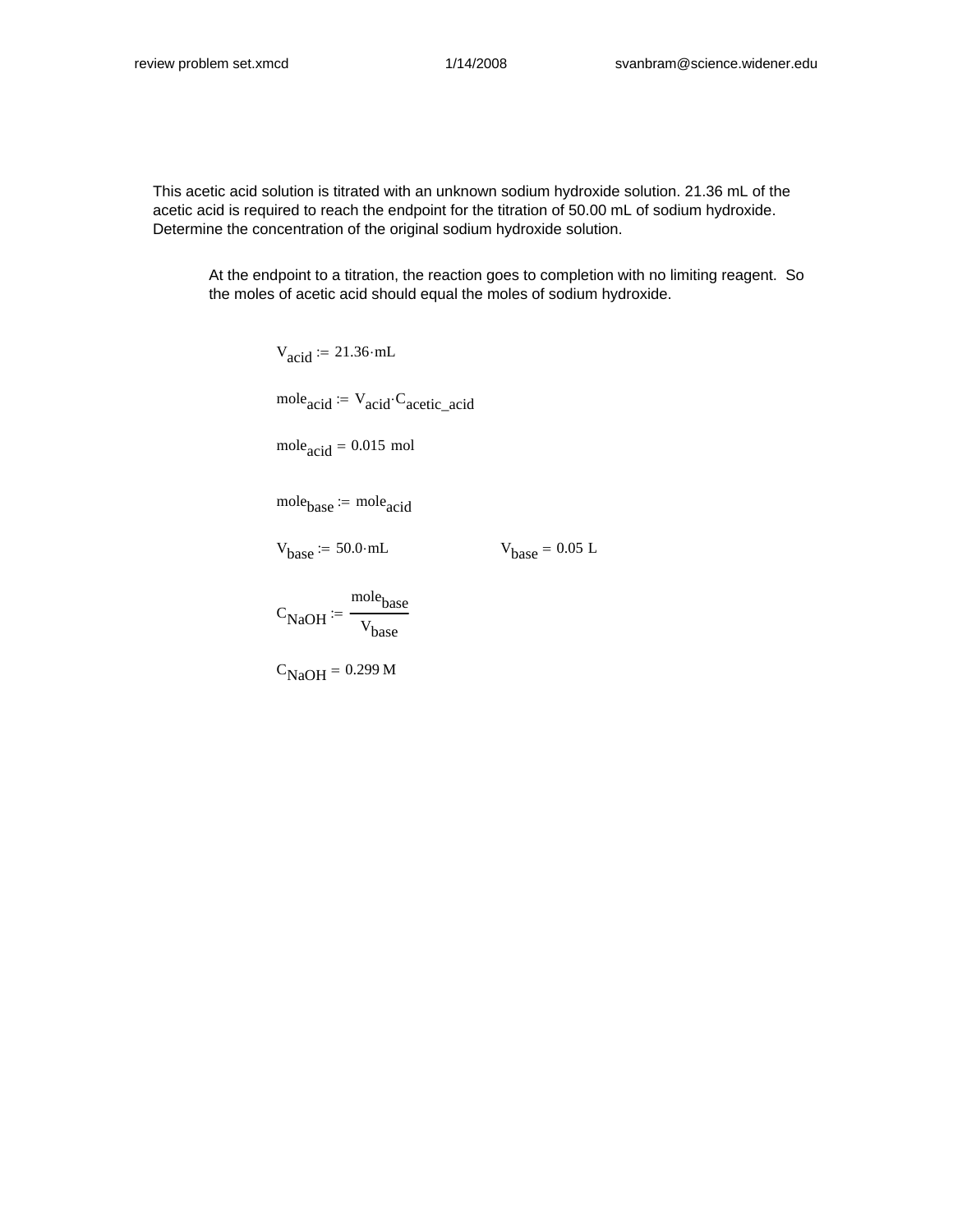This acetic acid solution is titrated with an unknown sodium hydroxide solution. 21.36 mL of the acetic acid is required to reach the endpoint for the titration of 50.00 mL of sodium hydroxide. Determine the concentration of the original sodium hydroxide solution.

At the endpoint to a titration, the reaction goes to completion with no limiting reagent. So the moles of acetic acid should equal the moles of sodium hydroxide.

$$V_{acid} := 21.36 \cdot mL$$

$$mole_{acid} := V_{acid} \cdot C_{acetic\_acid}$$

$$mole_{acid} = 0.015 \text{ mol}$$

$$mole_{base} := mole_{acid}$$

$$V_{base} := 50.0 \cdot mL \qquad V_{base} = 0.05 \text{ L}$$

$$C_{NaOH} := \frac{mole_{base}}{V_{base}}$$

$$C_{NaOH} = 0.299 \text{ M}$$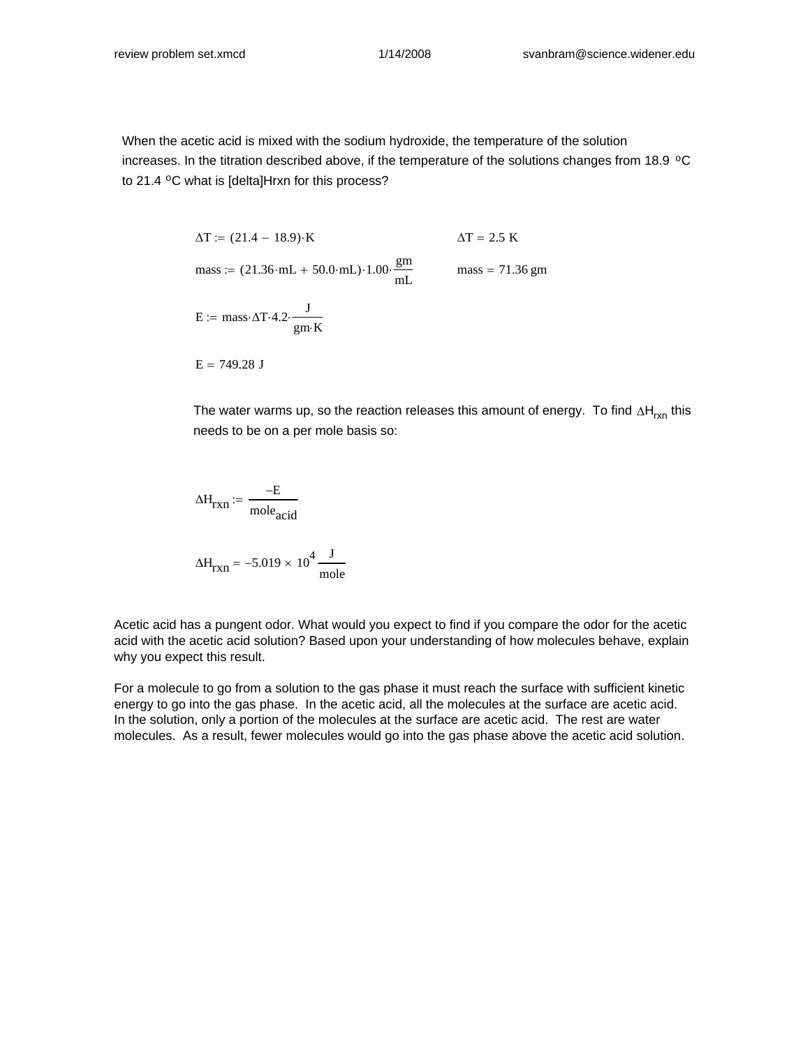When the acetic acid is mixed with the sodium hydroxide, the temperature of the solution increases. In the titration described above, if the temperature of the solutions changes from 18.9 $^{o}$C to 21.4 $^{o}$C what is [delta]Hrxn for this process?

$$\Delta T := (21.4 - 18.9) \cdot K \qquad \Delta T = 2.5\ K$$

$$mass := (21.36 \cdot mL + 50.0 \cdot mL) \cdot 1.00 \cdot \frac{gm}{mL} \qquad mass = 71.36\ gm$$

$$E := mass \cdot \Delta T \cdot 4.2 \cdot \frac{J}{gm \cdot K}$$

$$E = 749.28\ J$$

The water warms up, so the reaction releases this amount of energy. To find $\Delta H_{rxn}$ this needs to be on a per mole basis so:

$$\Delta H_{rxn} := \frac{-E}{mole_{acid}}$$

$$\Delta H_{rxn} = -5.019 \times 10^{4} \frac{J}{mole}$$

Acetic acid has a pungent odor. What would you expect to find if you compare the odor for the acetic acid with the acetic acid solution? Based upon your understanding of how molecules behave, explain why you expect this result.

For a molecule to go from a solution to the gas phase it must reach the surface with sufficient kinetic energy to go into the gas phase. In the acetic acid, all the molecules at the surface are acetic acid. In the solution, only a portion of the molecules at the surface are acetic acid. The rest are water molecules. As a result, fewer molecules would go into the gas phase above the acetic acid solution.